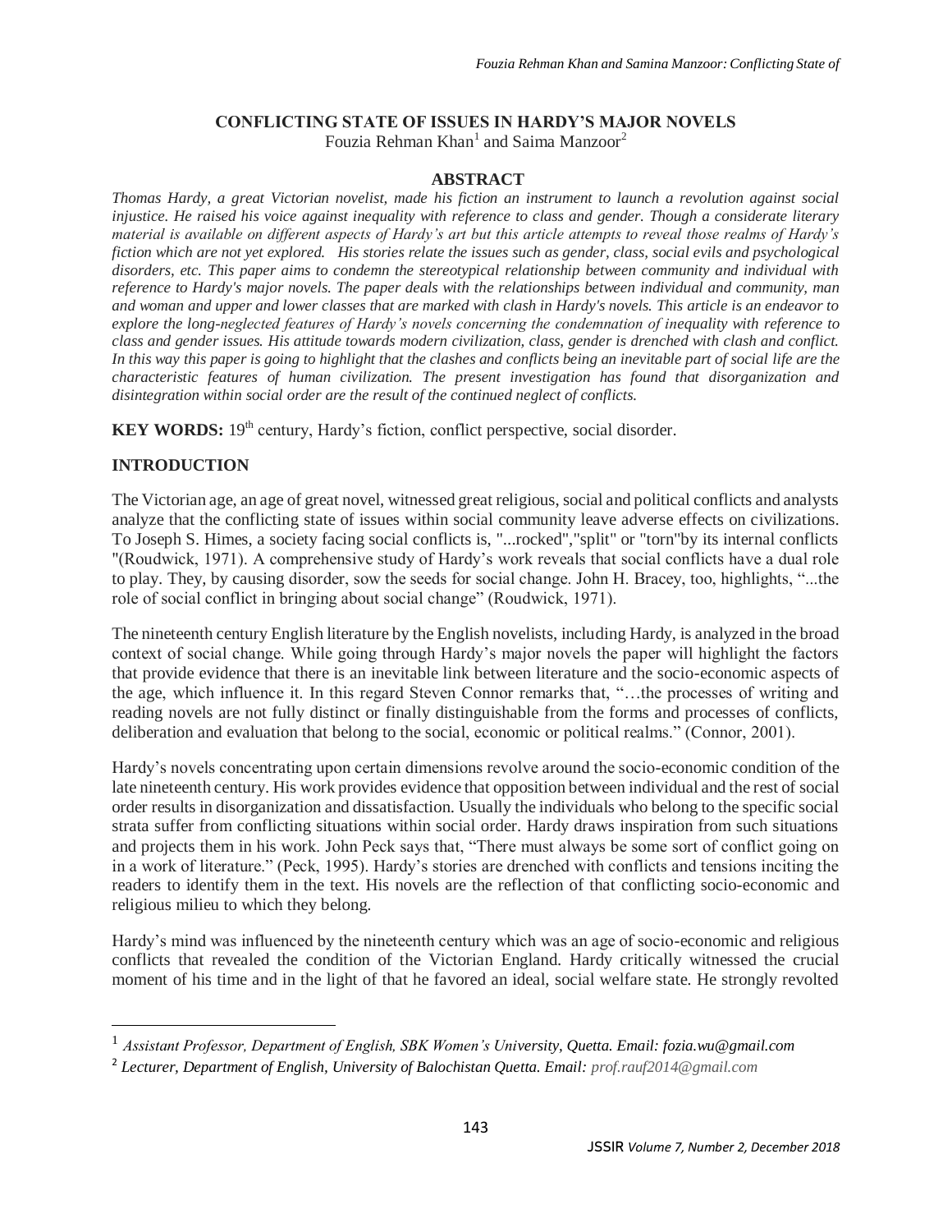# CONFLICTING STATE OF ISSUES IN HARDY'S MAJOR NOVELS

Fouzia Rehman Khan[1] and Saima Manzoor[2]

## ABSTRACT

*Thomas Hardy, a great Victorian novelist, made his fiction an instrument to launch a revolution against social injustice. He raised his voice against inequality with reference to class and gender. Though a considerate literary material is available on different aspects of Hardy's art but this article attempts to reveal those realms of Hardy's fiction which are not yet explored. His stories relate the issues such as gender, class, social evils and psychological disorders, etc. This paper aims to condemn the stereotypical relationship between community and individual with reference to Hardy's major novels. The paper deals with the relationships between individual and community, man and woman and upper and lower classes that are marked with clash in Hardy's novels. This article is an endeavor to explore the long-neglected features of Hardy's novels concerning the condemnation of inequality with reference to class and gender issues. His attitude towards modern civilization, class, gender is drenched with clash and conflict. In this way this paper is going to highlight that the clashes and conflicts being an inevitable part of social life are the characteristic features of human civilization. The present investigation has found that disorganization and disintegration within social order are the result of the continued neglect of conflicts.*

**KEY WORDS:** 19th century, Hardy's fiction, conflict perspective, social disorder.

## INTRODUCTION

The Victorian age, an age of great novel, witnessed great religious, social and political conflicts and analysts analyze that the conflicting state of issues within social community leave adverse effects on civilizations. To Joseph S. Himes, a society facing social conflicts is, "...rocked","split" or "torn"by its internal conflicts "(Roudwick, 1971). A comprehensive study of Hardy's work reveals that social conflicts have a dual role to play. They, by causing disorder, sow the seeds for social change. John H. Bracey, too, highlights, "...the role of social conflict in bringing about social change" (Roudwick, 1971).

The nineteenth century English literature by the English novelists, including Hardy, is analyzed in the broad context of social change. While going through Hardy's major novels the paper will highlight the factors that provide evidence that there is an inevitable link between literature and the socio-economic aspects of the age, which influence it. In this regard Steven Connor remarks that, "…the processes of writing and reading novels are not fully distinct or finally distinguishable from the forms and processes of conflicts, deliberation and evaluation that belong to the social, economic or political realms." (Connor, 2001).

Hardy's novels concentrating upon certain dimensions revolve around the socio-economic condition of the late nineteenth century. His work provides evidence that opposition between individual and the rest of social order results in disorganization and dissatisfaction. Usually the individuals who belong to the specific social strata suffer from conflicting situations within social order. Hardy draws inspiration from such situations and projects them in his work. John Peck says that, "There must always be some sort of conflict going on in a work of literature." (Peck, 1995). Hardy's stories are drenched with conflicts and tensions inciting the readers to identify them in the text. His novels are the reflection of that conflicting socio-economic and religious milieu to which they belong.

Hardy's mind was influenced by the nineteenth century which was an age of socio-economic and religious conflicts that revealed the condition of the Victorian England. Hardy critically witnessed the crucial moment of his time and in the light of that he favored an ideal, social welfare state. He strongly revolted

---

[1] *Assistant Professor, Department of English, SBK Women's University, Quetta. Email: fozia.wu@gmail.com*

[2] *Lecturer, Department of English, University of Balochistan Quetta. Email: prof.rauf2014@gmail.com*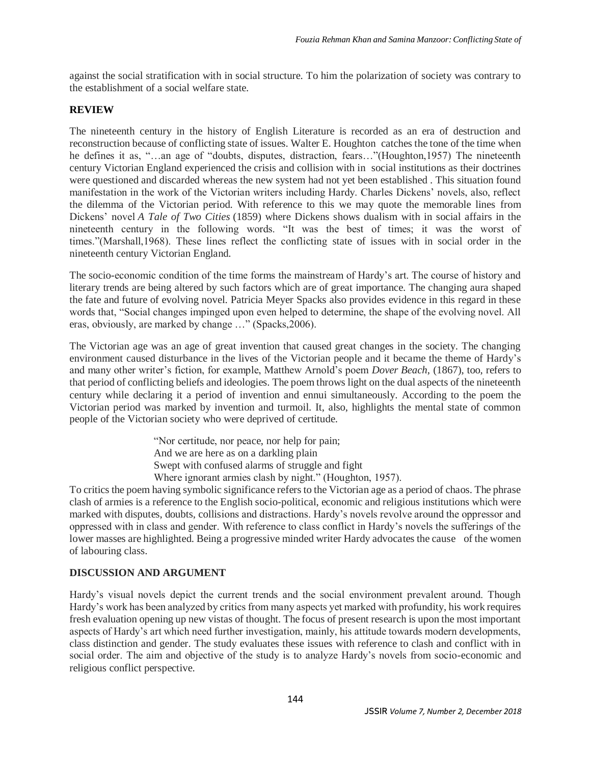against the social stratification with in social structure. To him the polarization of society was contrary to the establishment of a social welfare state.

## REVIEW

The nineteenth century in the history of English Literature is recorded as an era of destruction and reconstruction because of conflicting state of issues. Walter E. Houghton catches the tone of the time when he defines it as, "…an age of "doubts, disputes, distraction, fears…"(Houghton,1957) The nineteenth century Victorian England experienced the crisis and collision with in social institutions as their doctrines were questioned and discarded whereas the new system had not yet been established . This situation found manifestation in the work of the Victorian writers including Hardy. Charles Dickens' novels, also, reflect the dilemma of the Victorian period. With reference to this we may quote the memorable lines from Dickens' novel *A Tale of Two Cities* (1859) where Dickens shows dualism with in social affairs in the nineteenth century in the following words. "It was the best of times; it was the worst of times."(Marshall,1968). These lines reflect the conflicting state of issues with in social order in the nineteenth century Victorian England.

The socio-economic condition of the time forms the mainstream of Hardy's art. The course of history and literary trends are being altered by such factors which are of great importance. The changing aura shaped the fate and future of evolving novel. Patricia Meyer Spacks also provides evidence in this regard in these words that, "Social changes impinged upon even helped to determine, the shape of the evolving novel. All eras, obviously, are marked by change …" (Spacks,2006).

The Victorian age was an age of great invention that caused great changes in the society. The changing environment caused disturbance in the lives of the Victorian people and it became the theme of Hardy's and many other writer's fiction, for example, Matthew Arnold's poem *Dover Beach*, (1867), too, refers to that period of conflicting beliefs and ideologies. The poem throws light on the dual aspects of the nineteenth century while declaring it a period of invention and ennui simultaneously. According to the poem the Victorian period was marked by invention and turmoil. It, also, highlights the mental state of common people of the Victorian society who were deprived of certitude.

> "Nor certitude, nor peace, nor help for pain;
> And we are here as on a darkling plain
> Swept with confused alarms of struggle and fight
> Where ignorant armies clash by night." (Houghton, 1957).

To critics the poem having symbolic significance refers to the Victorian age as a period of chaos. The phrase clash of armies is a reference to the English socio-political, economic and religious institutions which were marked with disputes, doubts, collisions and distractions. Hardy's novels revolve around the oppressor and oppressed with in class and gender. With reference to class conflict in Hardy's novels the sufferings of the lower masses are highlighted. Being a progressive minded writer Hardy advocates the cause of the women of labouring class.

## DISCUSSION AND ARGUMENT

Hardy's visual novels depict the current trends and the social environment prevalent around. Though Hardy's work has been analyzed by critics from many aspects yet marked with profundity, his work requires fresh evaluation opening up new vistas of thought. The focus of present research is upon the most important aspects of Hardy's art which need further investigation, mainly, his attitude towards modern developments, class distinction and gender. The study evaluates these issues with reference to clash and conflict with in social order. The aim and objective of the study is to analyze Hardy's novels from socio-economic and religious conflict perspective.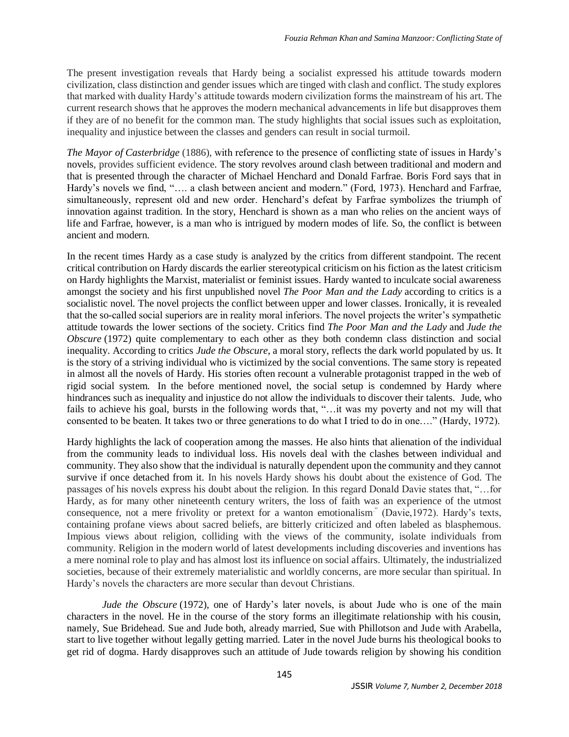The present investigation reveals that Hardy being a socialist expressed his attitude towards modern civilization, class distinction and gender issues which are tinged with clash and conflict. The study explores that marked with duality Hardy's attitude towards modern civilization forms the mainstream of his art. The current research shows that he approves the modern mechanical advancements in life but disapproves them if they are of no benefit for the common man. The study highlights that social issues such as exploitation, inequality and injustice between the classes and genders can result in social turmoil.

*The Mayor of Casterbridge* (1886), with reference to the presence of conflicting state of issues in Hardy's novels, provides sufficient evidence. The story revolves around clash between traditional and modern and that is presented through the character of Michael Henchard and Donald Farfrae. Boris Ford says that in Hardy's novels we find, "…. a clash between ancient and modern." (Ford, 1973). Henchard and Farfrae, simultaneously, represent old and new order. Henchard's defeat by Farfrae symbolizes the triumph of innovation against tradition. In the story, Henchard is shown as a man who relies on the ancient ways of life and Farfrae, however, is a man who is intrigued by modern modes of life. So, the conflict is between ancient and modern.

In the recent times Hardy as a case study is analyzed by the critics from different standpoint. The recent critical contribution on Hardy discards the earlier stereotypical criticism on his fiction as the latest criticism on Hardy highlights the Marxist, materialist or feminist issues. Hardy wanted to inculcate social awareness amongst the society and his first unpublished novel *The Poor Man and the Lady* according to critics is a socialistic novel. The novel projects the conflict between upper and lower classes. Ironically, it is revealed that the so-called social superiors are in reality moral inferiors. The novel projects the writer's sympathetic attitude towards the lower sections of the society. Critics find *The Poor Man and the Lady* and *Jude the Obscure* (1972) quite complementary to each other as they both condemn class distinction and social inequality. According to critics *Jude the Obscure*, a moral story, reflects the dark world populated by us. It is the story of a striving individual who is victimized by the social conventions. The same story is repeated in almost all the novels of Hardy. His stories often recount a vulnerable protagonist trapped in the web of rigid social system. In the before mentioned novel, the social setup is condemned by Hardy where hindrances such as inequality and injustice do not allow the individuals to discover their talents. Jude, who fails to achieve his goal, bursts in the following words that, "…it was my poverty and not my will that consented to be beaten. It takes two or three generations to do what I tried to do in one…." (Hardy, 1972).

Hardy highlights the lack of cooperation among the masses. He also hints that alienation of the individual from the community leads to individual loss. His novels deal with the clashes between individual and community. They also show that the individual is naturally dependent upon the community and they cannot survive if once detached from it. In his novels Hardy shows his doubt about the existence of God. The passages of his novels express his doubt about the religion. In this regard Donald Davie states that, "…for Hardy, as for many other nineteenth century writers, the loss of faith was an experience of the utmost consequence, not a mere frivolity or pretext for a wanton emotionalism." (Davie,1972). Hardy's texts, containing profane views about sacred beliefs, are bitterly criticized and often labeled as blasphemous. Impious views about religion, colliding with the views of the community, isolate individuals from community. Religion in the modern world of latest developments including discoveries and inventions has a mere nominal role to play and has almost lost its influence on social affairs. Ultimately, the industrialized societies, because of their extremely materialistic and worldly concerns, are more secular than spiritual. In Hardy's novels the characters are more secular than devout Christians.

*Jude the Obscure* (1972), one of Hardy's later novels, is about Jude who is one of the main characters in the novel. He in the course of the story forms an illegitimate relationship with his cousin, namely, Sue Bridehead. Sue and Jude both, already married, Sue with Phillotson and Jude with Arabella, start to live together without legally getting married. Later in the novel Jude burns his theological books to get rid of dogma. Hardy disapproves such an attitude of Jude towards religion by showing his condition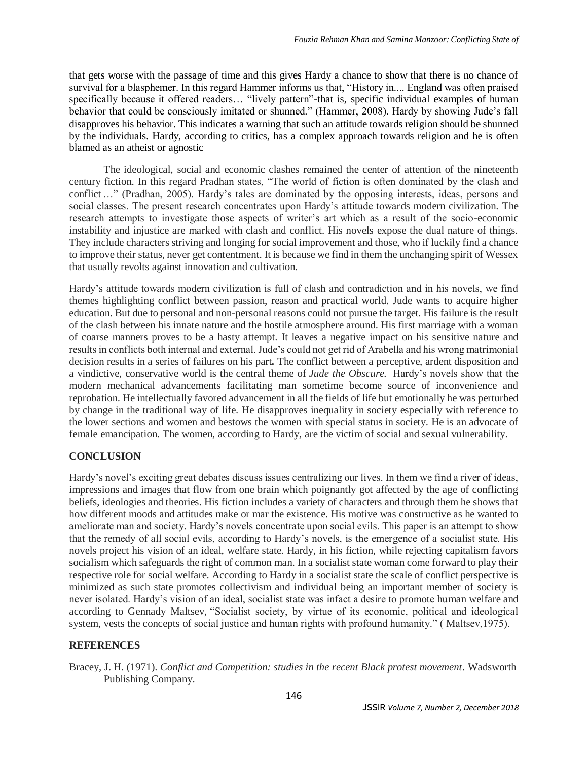that gets worse with the passage of time and this gives Hardy a chance to show that there is no chance of survival for a blasphemer. In this regard Hammer informs us that, "History in.... England was often praised specifically because it offered readers… "lively pattern"-that is, specific individual examples of human behavior that could be consciously imitated or shunned." (Hammer, 2008). Hardy by showing Jude's fall disapproves his behavior. This indicates a warning that such an attitude towards religion should be shunned by the individuals. Hardy, according to critics, has a complex approach towards religion and he is often blamed as an atheist or agnostic

The ideological, social and economic clashes remained the center of attention of the nineteenth century fiction. In this regard Pradhan states, "The world of fiction is often dominated by the clash and conflict …" (Pradhan, 2005). Hardy's tales are dominated by the opposing interests, ideas, persons and social classes. The present research concentrates upon Hardy's attitude towards modern civilization. The research attempts to investigate those aspects of writer's art which as a result of the socio-economic instability and injustice are marked with clash and conflict. His novels expose the dual nature of things. They include characters striving and longing for social improvement and those, who if luckily find a chance to improve their status, never get contentment. It is because we find in them the unchanging spirit of Wessex that usually revolts against innovation and cultivation.

Hardy's attitude towards modern civilization is full of clash and contradiction and in his novels, we find themes highlighting conflict between passion, reason and practical world. Jude wants to acquire higher education. But due to personal and non-personal reasons could not pursue the target. His failure is the result of the clash between his innate nature and the hostile atmosphere around. His first marriage with a woman of coarse manners proves to be a hasty attempt. It leaves a negative impact on his sensitive nature and results in conflicts both internal and external. Jude's could not get rid of Arabella and his wrong matrimonial decision results in a series of failures on his part**.** The conflict between a perceptive, ardent disposition and a vindictive, conservative world is the central theme of *Jude the Obscure.* Hardy's novels show that the modern mechanical advancements facilitating man sometime become source of inconvenience and reprobation. He intellectually favored advancement in all the fields of life but emotionally he was perturbed by change in the traditional way of life. He disapproves inequality in society especially with reference to the lower sections and women and bestows the women with special status in society. He is an advocate of female emancipation. The women, according to Hardy, are the victim of social and sexual vulnerability.

## CONCLUSION

Hardy's novel's exciting great debates discuss issues centralizing our lives. In them we find a river of ideas, impressions and images that flow from one brain which poignantly got affected by the age of conflicting beliefs, ideologies and theories. His fiction includes a variety of characters and through them he shows that how different moods and attitudes make or mar the existence. His motive was constructive as he wanted to ameliorate man and society. Hardy's novels concentrate upon social evils. This paper is an attempt to show that the remedy of all social evils, according to Hardy's novels, is the emergence of a socialist state. His novels project his vision of an ideal, welfare state. Hardy, in his fiction, while rejecting capitalism favors socialism which safeguards the right of common man. In a socialist state woman come forward to play their respective role for social welfare. According to Hardy in a socialist state the scale of conflict perspective is minimized as such state promotes collectivism and individual being an important member of society is never isolated. Hardy's vision of an ideal, socialist state was infact a desire to promote human welfare and according to Gennady Maltsev, "Socialist society, by virtue of its economic, political and ideological system, vests the concepts of social justice and human rights with profound humanity." ( Maltsev,1975).

## REFERENCES

Bracey, J. H. (1971). *Conflict and Competition: studies in the recent Black protest movement*. Wadsworth Publishing Company.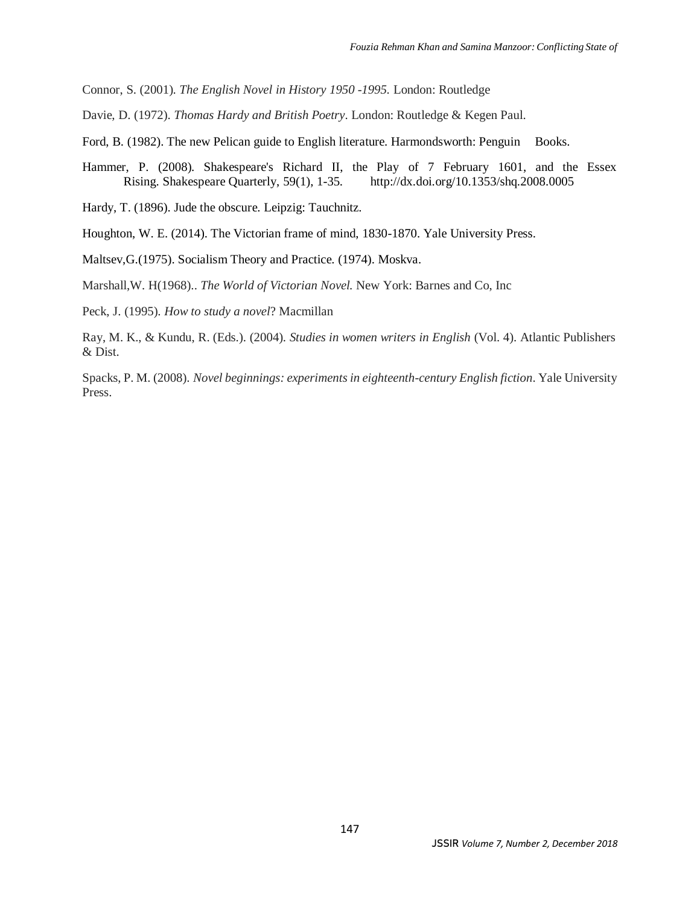Connor, S. (2001). *The English Novel in History 1950 -1995.* London: Routledge

Davie, D. (1972). *Thomas Hardy and British Poetry*. London: Routledge & Kegen Paul.

Ford, B. (1982). The new Pelican guide to English literature. Harmondsworth: Penguin Books.

Hammer, P. (2008). Shakespeare's Richard II, the Play of 7 February 1601, and the Essex Rising. Shakespeare Quarterly, 59(1), 1-35. http://dx.doi.org/10.1353/shq.2008.0005

Hardy, T. (1896). Jude the obscure. Leipzig: Tauchnitz.

Houghton, W. E. (2014). The Victorian frame of mind, 1830-1870. Yale University Press.

Maltsev,G.(1975). Socialism Theory and Practice. (1974). Moskva.

Marshall,W. H(1968).. *The World of Victorian Novel.* New York: Barnes and Co, Inc

Peck, J. (1995). *How to study a novel*? Macmillan

Ray, M. K., & Kundu, R. (Eds.). (2004). *Studies in women writers in English* (Vol. 4). Atlantic Publishers & Dist.

Spacks, P. M. (2008). *Novel beginnings: experiments in eighteenth-century English fiction*. Yale University Press.